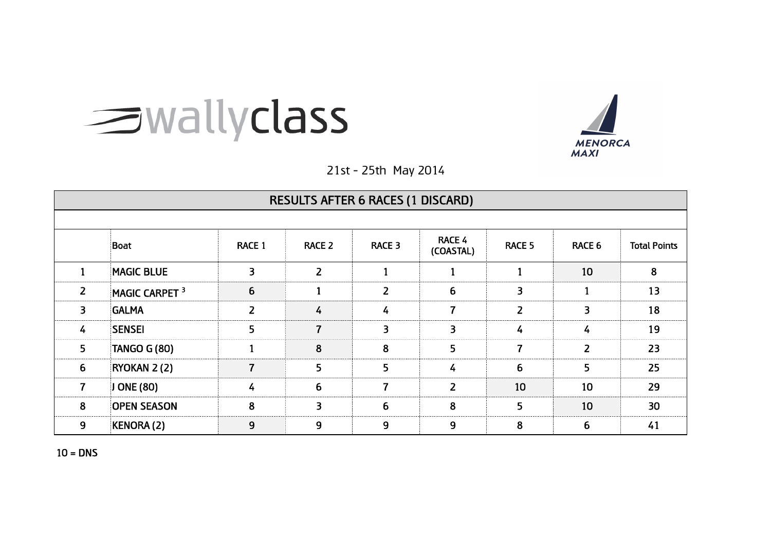# wallyclass

MENORCA MAXI

21st - 25th May 2014

## RESULTS AFTER 6 RACES (1 DISCARD)

| | Boat | RACE 1 | RACE 2 | RACE 3 | RACE 4 (COASTAL) | RACE 5 | RACE 6 | Total Points |
|---|---|---|---|---|---|---|---|---|
| 1 | MAGIC BLUE | 3 | 2 | 1 | 1 | 1 | 10 | 8 |
| 2 | MAGIC CARPET [3] | 6 | 1 | 2 | 6 | 3 | 1 | 13 |
| 3 | GALMA | 2 | 4 | 4 | 7 | 2 | 3 | 18 |
| 4 | SENSEI | 5 | 7 | 3 | 3 | 4 | 4 | 19 |
| 5 | TANGO G (80) | 1 | 8 | 8 | 5 | 7 | 2 | 23 |
| 6 | RYOKAN 2 (2) | 7 | 5 | 5 | 4 | 6 | 5 | 25 |
| 7 | J ONE (80) | 4 | 6 | 7 | 2 | 10 | 10 | 29 |
| 8 | OPEN SEASON | 8 | 3 | 6 | 8 | 5 | 10 | 30 |
| 9 | KENORA (2) | 9 | 9 | 9 | 9 | 8 | 6 | 41 |

10 = DNS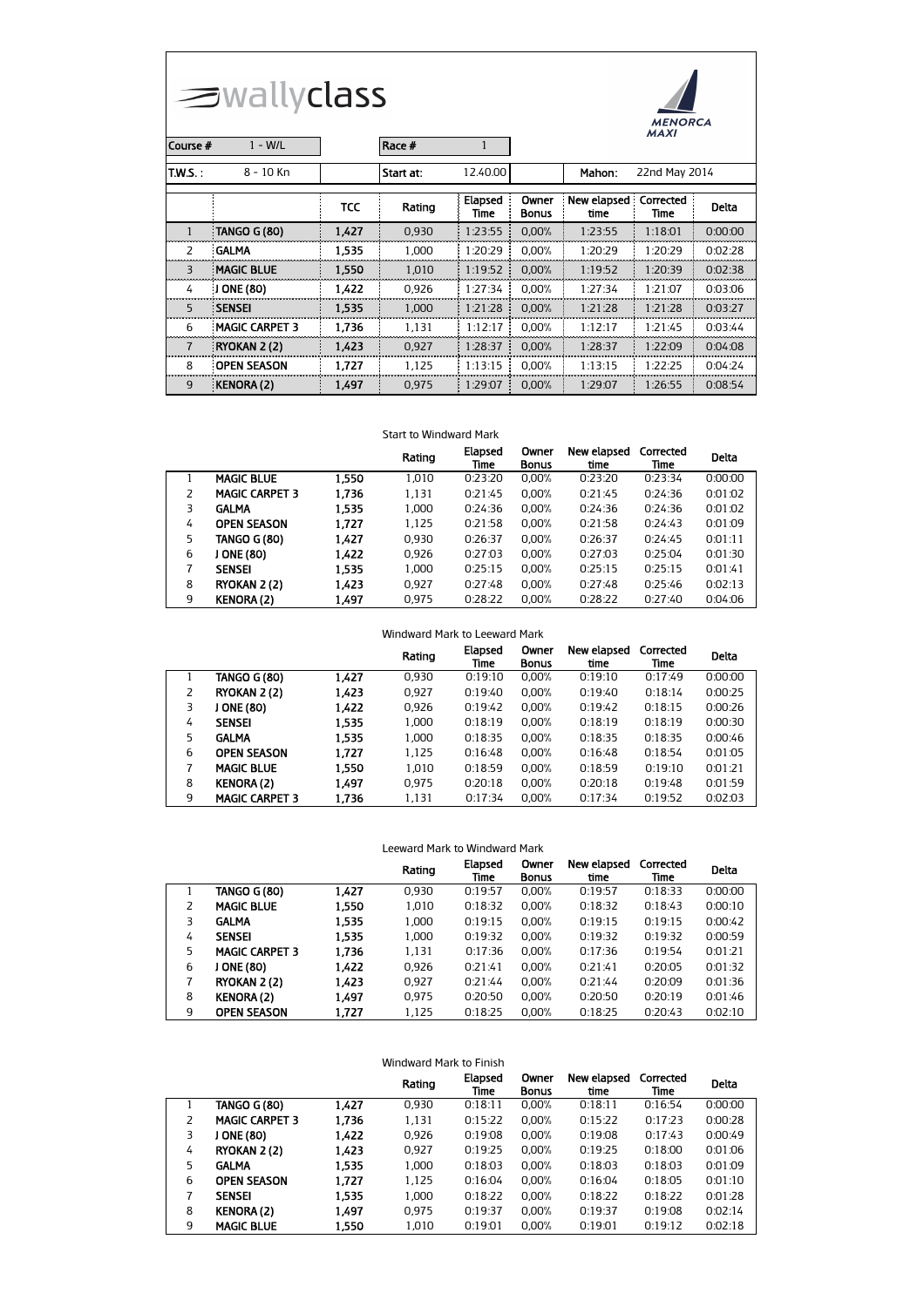# wallyclass

MENORCA MAXI

| Course # | 1 - W/L | Race # | 1 | | |
|---|---|---|---|---|---|
| T.W.S. : | 8 - 10 Kn | Start at: | 12.40.00 | Mahon: | 22nd May 2014 |

| | | TCC | Rating | Elapsed Time | Owner Bonus | New elapsed time | Corrected Time | Delta |
|---|---|---|---|---|---|---|---|---|
| 1 | TANGO G (80) | 1,427 | 0,930 | 1:23:55 | 0,00% | 1:23:55 | 1:18:01 | 0:00:00 |
| 2 | GALMA | 1,535 | 1,000 | 1:20:29 | 0,00% | 1:20:29 | 1:20:29 | 0:02:28 |
| 3 | MAGIC BLUE | 1,550 | 1,010 | 1:19:52 | 0,00% | 1:19:52 | 1:20:39 | 0:02:38 |
| 4 | J ONE (80) | 1,422 | 0,926 | 1:27:34 | 0,00% | 1:27:34 | 1:21:07 | 0:03:06 |
| 5 | SENSEI | 1,535 | 1,000 | 1:21:28 | 0,00% | 1:21:28 | 1:21:28 | 0:03:27 |
| 6 | MAGIC CARPET 3 | 1,736 | 1,131 | 1:12:17 | 0,00% | 1:12:17 | 1:21:45 | 0:03:44 |
| 7 | RYOKAN 2 (2) | 1,423 | 0,927 | 1:28:37 | 0,00% | 1:28:37 | 1:22:09 | 0:04:08 |
| 8 | OPEN SEASON | 1,727 | 1,125 | 1:13:15 | 0,00% | 1:13:15 | 1:22:25 | 0:04:24 |
| 9 | KENORA (2) | 1,497 | 0,975 | 1:29:07 | 0,00% | 1:29:07 | 1:26:55 | 0:08:54 |

Start to Windward Mark

| | | | Rating | Elapsed Time | Owner Bonus | New elapsed time | Corrected Time | Delta |
|---|---|---|---|---|---|---|---|---|
| 1 | MAGIC BLUE | 1,550 | 1,010 | 0:23:20 | 0,00% | 0:23:20 | 0:23:34 | 0:00:00 |
| 2 | MAGIC CARPET 3 | 1,736 | 1,131 | 0:21:45 | 0,00% | 0:21:45 | 0:24:36 | 0:01:02 |
| 3 | GALMA | 1,535 | 1,000 | 0:24:36 | 0,00% | 0:24:36 | 0:24:36 | 0:01:02 |
| 4 | OPEN SEASON | 1,727 | 1,125 | 0:21:58 | 0,00% | 0:21:58 | 0:24:43 | 0:01:09 |
| 5 | TANGO G (80) | 1,427 | 0,930 | 0:26:37 | 0,00% | 0:26:37 | 0:24:45 | 0:01:11 |
| 6 | J ONE (80) | 1,422 | 0,926 | 0:27:03 | 0,00% | 0:27:03 | 0:25:04 | 0:01:30 |
| 7 | SENSEI | 1,535 | 1,000 | 0:25:15 | 0,00% | 0:25:15 | 0:25:15 | 0:01:41 |
| 8 | RYOKAN 2 (2) | 1,423 | 0,927 | 0:27:48 | 0,00% | 0:27:48 | 0:25:46 | 0:02:13 |
| 9 | KENORA (2) | 1,497 | 0,975 | 0:28:22 | 0,00% | 0:28:22 | 0:27:40 | 0:04:06 |

Windward Mark to Leeward Mark

| | | | Rating | Elapsed Time | Owner Bonus | New elapsed time | Corrected Time | Delta |
|---|---|---|---|---|---|---|---|---|
| 1 | TANGO G (80) | 1,427 | 0,930 | 0:19:10 | 0,00% | 0:19:10 | 0:17:49 | 0:00:00 |
| 2 | RYOKAN 2 (2) | 1,423 | 0,927 | 0:19:40 | 0,00% | 0:19:40 | 0:18:14 | 0:00:25 |
| 3 | J ONE (80) | 1,422 | 0,926 | 0:19:42 | 0,00% | 0:19:42 | 0:18:15 | 0:00:26 |
| 4 | SENSEI | 1,535 | 1,000 | 0:18:19 | 0,00% | 0:18:19 | 0:18:19 | 0:00:30 |
| 5 | GALMA | 1,535 | 1,000 | 0:18:35 | 0,00% | 0:18:35 | 0:18:35 | 0:00:46 |
| 6 | OPEN SEASON | 1,727 | 1,125 | 0:16:48 | 0,00% | 0:16:48 | 0:18:54 | 0:01:05 |
| 7 | MAGIC BLUE | 1,550 | 1,010 | 0:18:59 | 0,00% | 0:18:59 | 0:19:10 | 0:01:21 |
| 8 | KENORA (2) | 1,497 | 0,975 | 0:20:18 | 0,00% | 0:20:18 | 0:19:48 | 0:01:59 |
| 9 | MAGIC CARPET 3 | 1,736 | 1,131 | 0:17:34 | 0,00% | 0:17:34 | 0:19:52 | 0:02:03 |

Leeward Mark to Windward Mark

| | | | Rating | Elapsed Time | Owner Bonus | New elapsed time | Corrected Time | Delta |
|---|---|---|---|---|---|---|---|---|
| 1 | TANGO G (80) | 1,427 | 0,930 | 0:19:57 | 0,00% | 0:19:57 | 0:18:33 | 0:00:00 |
| 2 | MAGIC BLUE | 1,550 | 1,010 | 0:18:32 | 0,00% | 0:18:32 | 0:18:43 | 0:00:10 |
| 3 | GALMA | 1,535 | 1,000 | 0:19:15 | 0,00% | 0:19:15 | 0:19:15 | 0:00:42 |
| 4 | SENSEI | 1,535 | 1,000 | 0:19:32 | 0,00% | 0:19:32 | 0:19:32 | 0:00:59 |
| 5 | MAGIC CARPET 3 | 1,736 | 1,131 | 0:17:36 | 0,00% | 0:17:36 | 0:19:54 | 0:01:21 |
| 6 | J ONE (80) | 1,422 | 0,926 | 0:21:41 | 0,00% | 0:21:41 | 0:20:05 | 0:01:32 |
| 7 | RYOKAN 2 (2) | 1,423 | 0,927 | 0:21:44 | 0,00% | 0:21:44 | 0:20:09 | 0:01:36 |
| 8 | KENORA (2) | 1,497 | 0,975 | 0:20:50 | 0,00% | 0:20:50 | 0:20:19 | 0:01:46 |
| 9 | OPEN SEASON | 1,727 | 1,125 | 0:18:25 | 0,00% | 0:18:25 | 0:20:43 | 0:02:10 |

Windward Mark to Finish

| | | | Rating | Elapsed Time | Owner Bonus | New elapsed time | Corrected Time | Delta |
|---|---|---|---|---|---|---|---|---|
| 1 | TANGO G (80) | 1,427 | 0,930 | 0:18:11 | 0,00% | 0:18:11 | 0:16:54 | 0:00:00 |
| 2 | MAGIC CARPET 3 | 1,736 | 1,131 | 0:15:22 | 0,00% | 0:15:22 | 0:17:23 | 0:00:28 |
| 3 | J ONE (80) | 1,422 | 0,926 | 0:19:08 | 0,00% | 0:19:08 | 0:17:43 | 0:00:49 |
| 4 | RYOKAN 2 (2) | 1,423 | 0,927 | 0:19:25 | 0,00% | 0:19:25 | 0:18:00 | 0:01:06 |
| 5 | GALMA | 1,535 | 1,000 | 0:18:03 | 0,00% | 0:18:03 | 0:18:03 | 0:01:09 |
| 6 | OPEN SEASON | 1,727 | 1,125 | 0:16:04 | 0,00% | 0:16:04 | 0:18:05 | 0:01:10 |
| 7 | SENSEI | 1,535 | 1,000 | 0:18:22 | 0,00% | 0:18:22 | 0:18:22 | 0:01:28 |
| 8 | KENORA (2) | 1,497 | 0,975 | 0:19:37 | 0,00% | 0:19:37 | 0:19:08 | 0:02:14 |
| 9 | MAGIC BLUE | 1,550 | 1,010 | 0:19:01 | 0,00% | 0:19:01 | 0:19:12 | 0:02:18 |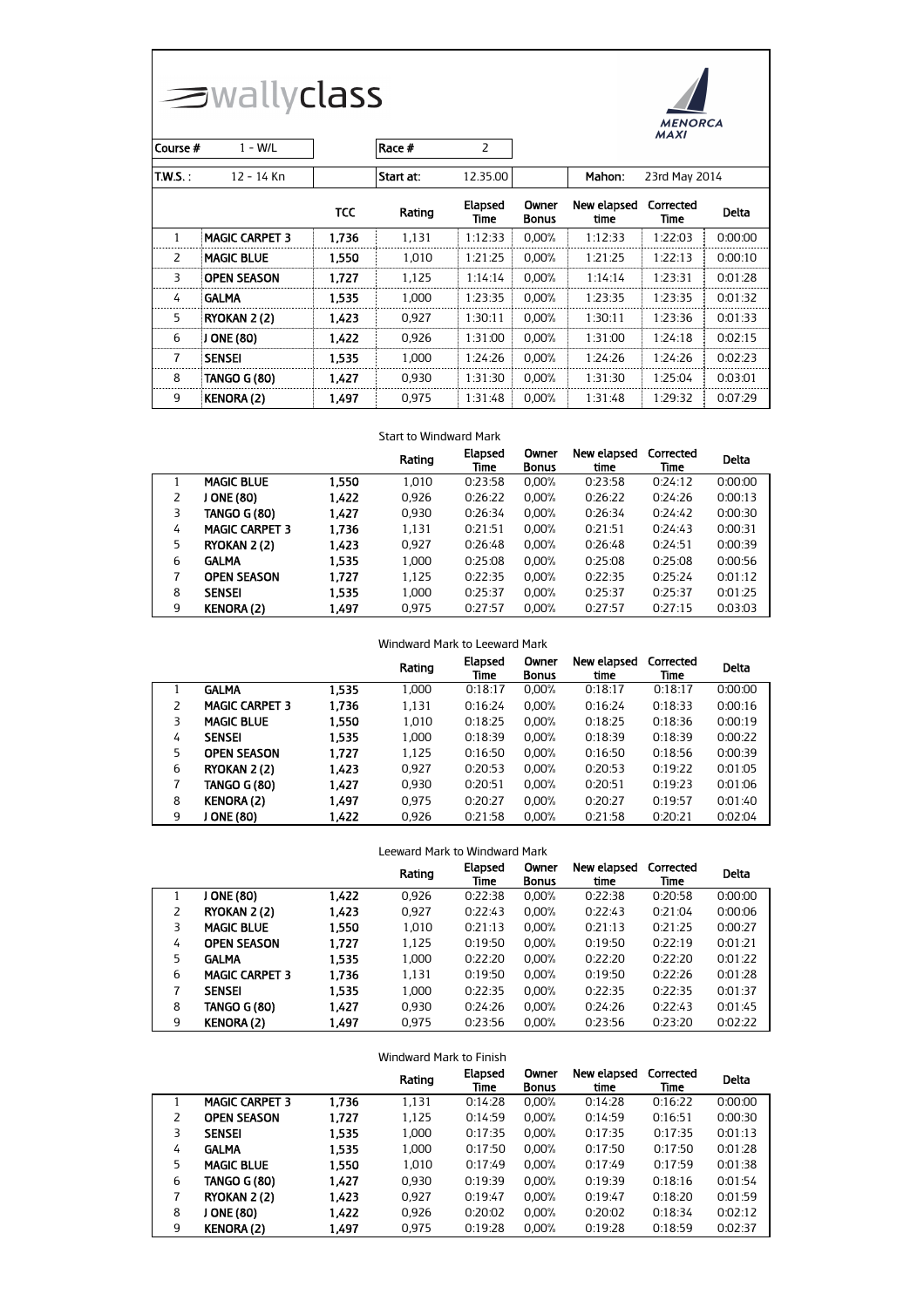# wallyclass

MENORCA MAXI

| Course # | 1 - W/L | | Race # | 2 | | | |
|---|---|---|---|---|---|---|---|
| T.W.S. : | 12 - 14 Kn | | Start at: | 12.35.00 | | Mahon: | 23rd May 2014 |

| | | TCC | Rating | Elapsed Time | Owner Bonus | New elapsed time | Corrected Time | Delta |
|---|---|---|---|---|---|---|---|---|
| 1 | MAGIC CARPET 3 | 1,736 | 1,131 | 1:12:33 | 0,00% | 1:12:33 | 1:22:03 | 0:00:00 |
| 2 | MAGIC BLUE | 1,550 | 1,010 | 1:21:25 | 0,00% | 1:21:25 | 1:22:13 | 0:00:10 |
| 3 | OPEN SEASON | 1,727 | 1,125 | 1:14:14 | 0,00% | 1:14:14 | 1:23:31 | 0:01:28 |
| 4 | GALMA | 1,535 | 1,000 | 1:23:35 | 0,00% | 1:23:35 | 1:23:35 | 0:01:32 |
| 5 | RYOKAN 2 (2) | 1,423 | 0,927 | 1:30:11 | 0,00% | 1:30:11 | 1:23:36 | 0:01:33 |
| 6 | J ONE (80) | 1,422 | 0,926 | 1:31:00 | 0,00% | 1:31:00 | 1:24:18 | 0:02:15 |
| 7 | SENSEI | 1,535 | 1,000 | 1:24:26 | 0,00% | 1:24:26 | 1:24:26 | 0:02:23 |
| 8 | TANGO G (80) | 1,427 | 0,930 | 1:31:30 | 0,00% | 1:31:30 | 1:25:04 | 0:03:01 |
| 9 | KENORA (2) | 1,497 | 0,975 | 1:31:48 | 0,00% | 1:31:48 | 1:29:32 | 0:07:29 |

Start to Windward Mark

| | | | Rating | Elapsed Time | Owner Bonus | New elapsed time | Corrected Time | Delta |
|---|---|---|---|---|---|---|---|---|
| 1 | MAGIC BLUE | 1,550 | 1,010 | 0:23:58 | 0,00% | 0:23:58 | 0:24:12 | 0:00:00 |
| 2 | J ONE (80) | 1,422 | 0,926 | 0:26:22 | 0,00% | 0:26:22 | 0:24:26 | 0:00:13 |
| 3 | TANGO G (80) | 1,427 | 0,930 | 0:26:34 | 0,00% | 0:26:34 | 0:24:42 | 0:00:30 |
| 4 | MAGIC CARPET 3 | 1,736 | 1,131 | 0:21:51 | 0,00% | 0:21:51 | 0:24:43 | 0:00:31 |
| 5 | RYOKAN 2 (2) | 1,423 | 0,927 | 0:26:48 | 0,00% | 0:26:48 | 0:24:51 | 0:00:39 |
| 6 | GALMA | 1,535 | 1,000 | 0:25:08 | 0,00% | 0:25:08 | 0:25:08 | 0:00:56 |
| 7 | OPEN SEASON | 1,727 | 1,125 | 0:22:35 | 0,00% | 0:22:35 | 0:25:24 | 0:01:12 |
| 8 | SENSEI | 1,535 | 1,000 | 0:25:37 | 0,00% | 0:25:37 | 0:25:37 | 0:01:25 |
| 9 | KENORA (2) | 1,497 | 0,975 | 0:27:57 | 0,00% | 0:27:57 | 0:27:15 | 0:03:03 |

Windward Mark to Leeward Mark

| | | | Rating | Elapsed Time | Owner Bonus | New elapsed time | Corrected Time | Delta |
|---|---|---|---|---|---|---|---|---|
| 1 | GALMA | 1,535 | 1,000 | 0:18:17 | 0,00% | 0:18:17 | 0:18:17 | 0:00:00 |
| 2 | MAGIC CARPET 3 | 1,736 | 1,131 | 0:16:24 | 0,00% | 0:16:24 | 0:18:33 | 0:00:16 |
| 3 | MAGIC BLUE | 1,550 | 1,010 | 0:18:25 | 0,00% | 0:18:25 | 0:18:36 | 0:00:19 |
| 4 | SENSEI | 1,535 | 1,000 | 0:18:39 | 0,00% | 0:18:39 | 0:18:39 | 0:00:22 |
| 5 | OPEN SEASON | 1,727 | 1,125 | 0:16:50 | 0,00% | 0:16:50 | 0:18:56 | 0:00:39 |
| 6 | RYOKAN 2 (2) | 1,423 | 0,927 | 0:20:53 | 0,00% | 0:20:53 | 0:19:22 | 0:01:05 |
| 7 | TANGO G (80) | 1,427 | 0,930 | 0:20:51 | 0,00% | 0:20:51 | 0:19:23 | 0:01:06 |
| 8 | KENORA (2) | 1,497 | 0,975 | 0:20:27 | 0,00% | 0:20:27 | 0:19:57 | 0:01:40 |
| 9 | J ONE (80) | 1,422 | 0,926 | 0:21:58 | 0,00% | 0:21:58 | 0:20:21 | 0:02:04 |

Leeward Mark to Windward Mark

| | | | Rating | Elapsed Time | Owner Bonus | New elapsed time | Corrected Time | Delta |
|---|---|---|---|---|---|---|---|---|
| 1 | J ONE (80) | 1,422 | 0,926 | 0:22:38 | 0,00% | 0:22:38 | 0:20:58 | 0:00:00 |
| 2 | RYOKAN 2 (2) | 1,423 | 0,927 | 0:22:43 | 0,00% | 0:22:43 | 0:21:04 | 0:00:06 |
| 3 | MAGIC BLUE | 1,550 | 1,010 | 0:21:13 | 0,00% | 0:21:13 | 0:21:25 | 0:00:27 |
| 4 | OPEN SEASON | 1,727 | 1,125 | 0:19:50 | 0,00% | 0:19:50 | 0:22:19 | 0:01:21 |
| 5 | GALMA | 1,535 | 1,000 | 0:22:20 | 0,00% | 0:22:20 | 0:22:20 | 0:01:22 |
| 6 | MAGIC CARPET 3 | 1,736 | 1,131 | 0:19:50 | 0,00% | 0:19:50 | 0:22:26 | 0:01:28 |
| 7 | SENSEI | 1,535 | 1,000 | 0:22:35 | 0,00% | 0:22:35 | 0:22:35 | 0:01:37 |
| 8 | TANGO G (80) | 1,427 | 0,930 | 0:24:26 | 0,00% | 0:24:26 | 0:22:43 | 0:01:45 |
| 9 | KENORA (2) | 1,497 | 0,975 | 0:23:56 | 0,00% | 0:23:56 | 0:23:20 | 0:02:22 |

Windward Mark to Finish

| | | | Rating | Elapsed Time | Owner Bonus | New elapsed time | Corrected Time | Delta |
|---|---|---|---|---|---|---|---|---|
| 1 | MAGIC CARPET 3 | 1,736 | 1,131 | 0:14:28 | 0,00% | 0:14:28 | 0:16:22 | 0:00:00 |
| 2 | OPEN SEASON | 1,727 | 1,125 | 0:14:59 | 0,00% | 0:14:59 | 0:16:51 | 0:00:30 |
| 3 | SENSEI | 1,535 | 1,000 | 0:17:35 | 0,00% | 0:17:35 | 0:17:35 | 0:01:13 |
| 4 | GALMA | 1,535 | 1,000 | 0:17:50 | 0,00% | 0:17:50 | 0:17:50 | 0:01:28 |
| 5 | MAGIC BLUE | 1,550 | 1,010 | 0:17:49 | 0,00% | 0:17:49 | 0:17:59 | 0:01:38 |
| 6 | TANGO G (80) | 1,427 | 0,930 | 0:19:39 | 0,00% | 0:19:39 | 0:18:16 | 0:01:54 |
| 7 | RYOKAN 2 (2) | 1,423 | 0,927 | 0:19:47 | 0,00% | 0:19:47 | 0:18:20 | 0:01:59 |
| 8 | J ONE (80) | 1,422 | 0,926 | 0:20:02 | 0,00% | 0:20:02 | 0:18:34 | 0:02:12 |
| 9 | KENORA (2) | 1,497 | 0,975 | 0:19:28 | 0,00% | 0:19:28 | 0:18:59 | 0:02:37 |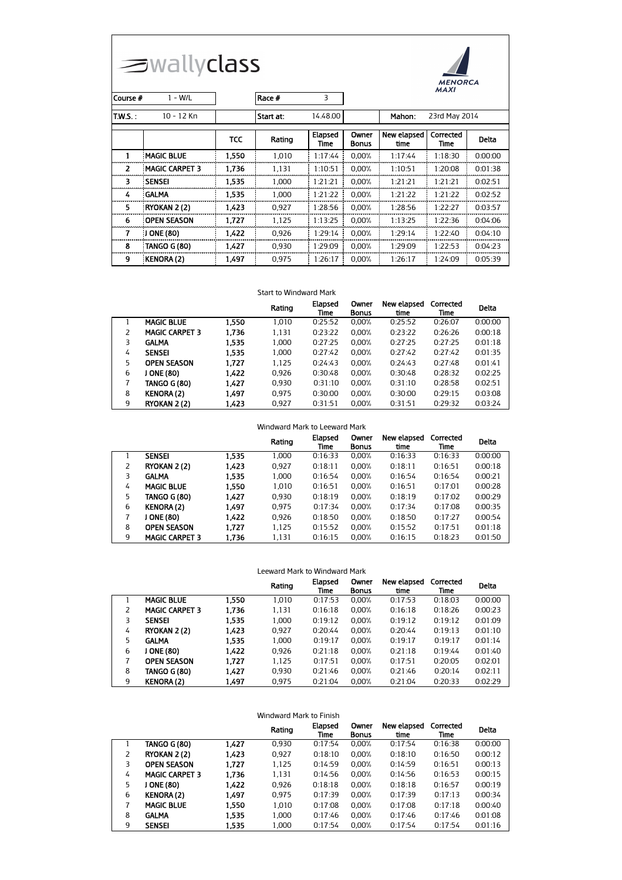# wallyclass

MENORCA MAXI

| Course # | 1 - W/L | | Race # | 3 | | | | |
|---|---|---|---|---|---|---|---|---|
| T.W.S. : | 10 - 12 Kn | | Start at: | 14.48.00 | | Mahon: | 23rd May 2014 | |
| | | TCC | Rating | Elapsed Time | Owner Bonus | New elapsed time | Corrected Time | Delta |
| 1 | MAGIC BLUE | 1,550 | 1,010 | 1:17:44 | 0,00% | 1:17:44 | 1:18:30 | 0:00:00 |
| 2 | MAGIC CARPET 3 | 1,736 | 1,131 | 1:10:51 | 0,00% | 1:10:51 | 1:20:08 | 0:01:38 |
| 3 | SENSEI | 1,535 | 1,000 | 1:21:21 | 0,00% | 1:21:21 | 1:21:21 | 0:02:51 |
| 4 | GALMA | 1,535 | 1,000 | 1:21:22 | 0,00% | 1:21:22 | 1:21:22 | 0:02:52 |
| 5 | RYOKAN 2 (2) | 1,423 | 0,927 | 1:28:56 | 0,00% | 1:28:56 | 1:22:27 | 0:03:57 |
| 6 | OPEN SEASON | 1,727 | 1,125 | 1:13:25 | 0,00% | 1:13:25 | 1:22:36 | 0:04:06 |
| 7 | J ONE (80) | 1,422 | 0,926 | 1:29:14 | 0,00% | 1:29:14 | 1:22:40 | 0:04:10 |
| 8 | TANGO G (80) | 1,427 | 0,930 | 1:29:09 | 0,00% | 1:29:09 | 1:22:53 | 0:04:23 |
| 9 | KENORA (2) | 1,497 | 0,975 | 1:26:17 | 0,00% | 1:26:17 | 1:24:09 | 0:05:39 |

Start to Windward Mark

| | | | Rating | Elapsed Time | Owner Bonus | New elapsed time | Corrected Time | Delta |
|---|---|---|---|---|---|---|---|---|
| 1 | MAGIC BLUE | 1,550 | 1,010 | 0:25:52 | 0,00% | 0:25:52 | 0:26:07 | 0:00:00 |
| 2 | MAGIC CARPET 3 | 1,736 | 1,131 | 0:23:22 | 0,00% | 0:23:22 | 0:26:26 | 0:00:18 |
| 3 | GALMA | 1,535 | 1,000 | 0:27:25 | 0,00% | 0:27:25 | 0:27:25 | 0:01:18 |
| 4 | SENSEI | 1,535 | 1,000 | 0:27:42 | 0,00% | 0:27:42 | 0:27:42 | 0:01:35 |
| 5 | OPEN SEASON | 1,727 | 1,125 | 0:24:43 | 0,00% | 0:24:43 | 0:27:48 | 0:01:41 |
| 6 | J ONE (80) | 1,422 | 0,926 | 0:30:48 | 0,00% | 0:30:48 | 0:28:32 | 0:02:25 |
| 7 | TANGO G (80) | 1,427 | 0,930 | 0:31:10 | 0,00% | 0:31:10 | 0:28:58 | 0:02:51 |
| 8 | KENORA (2) | 1,497 | 0,975 | 0:30:00 | 0,00% | 0:30:00 | 0:29:15 | 0:03:08 |
| 9 | RYOKAN 2 (2) | 1,423 | 0,927 | 0:31:51 | 0,00% | 0:31:51 | 0:29:32 | 0:03:24 |

Windward Mark to Leeward Mark

| | | | Rating | Elapsed Time | Owner Bonus | New elapsed time | Corrected Time | Delta |
|---|---|---|---|---|---|---|---|---|
| 1 | SENSEI | 1,535 | 1,000 | 0:16:33 | 0,00% | 0:16:33 | 0:16:33 | 0:00:00 |
| 2 | RYOKAN 2 (2) | 1,423 | 0,927 | 0:18:11 | 0,00% | 0:18:11 | 0:16:51 | 0:00:18 |
| 3 | GALMA | 1,535 | 1,000 | 0:16:54 | 0,00% | 0:16:54 | 0:16:54 | 0:00:21 |
| 4 | MAGIC BLUE | 1,550 | 1,010 | 0:16:51 | 0,00% | 0:16:51 | 0:17:01 | 0:00:28 |
| 5 | TANGO G (80) | 1,427 | 0,930 | 0:18:19 | 0,00% | 0:18:19 | 0:17:02 | 0:00:29 |
| 6 | KENORA (2) | 1,497 | 0,975 | 0:17:34 | 0,00% | 0:17:34 | 0:17:08 | 0:00:35 |
| 7 | J ONE (80) | 1,422 | 0,926 | 0:18:50 | 0,00% | 0:18:50 | 0:17:27 | 0:00:54 |
| 8 | OPEN SEASON | 1,727 | 1,125 | 0:15:52 | 0,00% | 0:15:52 | 0:17:51 | 0:01:18 |
| 9 | MAGIC CARPET 3 | 1,736 | 1,131 | 0:16:15 | 0,00% | 0:16:15 | 0:18:23 | 0:01:50 |

Leeward Mark to Windward Mark

| | | | Rating | Elapsed Time | Owner Bonus | New elapsed time | Corrected Time | Delta |
|---|---|---|---|---|---|---|---|---|
| 1 | MAGIC BLUE | 1,550 | 1,010 | 0:17:53 | 0,00% | 0:17:53 | 0:18:03 | 0:00:00 |
| 2 | MAGIC CARPET 3 | 1,736 | 1,131 | 0:16:18 | 0,00% | 0:16:18 | 0:18:26 | 0:00:23 |
| 3 | SENSEI | 1,535 | 1,000 | 0:19:12 | 0,00% | 0:19:12 | 0:19:12 | 0:01:09 |
| 4 | RYOKAN 2 (2) | 1,423 | 0,927 | 0:20:44 | 0,00% | 0:20:44 | 0:19:13 | 0:01:10 |
| 5 | GALMA | 1,535 | 1,000 | 0:19:17 | 0,00% | 0:19:17 | 0:19:17 | 0:01:14 |
| 6 | J ONE (80) | 1,422 | 0,926 | 0:21:18 | 0,00% | 0:21:18 | 0:19:44 | 0:01:40 |
| 7 | OPEN SEASON | 1,727 | 1,125 | 0:17:51 | 0,00% | 0:17:51 | 0:20:05 | 0:02:01 |
| 8 | TANGO G (80) | 1,427 | 0,930 | 0:21:46 | 0,00% | 0:21:46 | 0:20:14 | 0:02:11 |
| 9 | KENORA (2) | 1,497 | 0,975 | 0:21:04 | 0,00% | 0:21:04 | 0:20:33 | 0:02:29 |

Windward Mark to Finish

| | | | Rating | Elapsed Time | Owner Bonus | New elapsed time | Corrected Time | Delta |
|---|---|---|---|---|---|---|---|---|
| 1 | TANGO G (80) | 1,427 | 0,930 | 0:17:54 | 0,00% | 0:17:54 | 0:16:38 | 0:00:00 |
| 2 | RYOKAN 2 (2) | 1,423 | 0,927 | 0:18:10 | 0,00% | 0:18:10 | 0:16:50 | 0:00:12 |
| 3 | OPEN SEASON | 1,727 | 1,125 | 0:14:59 | 0,00% | 0:14:59 | 0:16:51 | 0:00:13 |
| 4 | MAGIC CARPET 3 | 1,736 | 1,131 | 0:14:56 | 0,00% | 0:14:56 | 0:16:53 | 0:00:15 |
| 5 | J ONE (80) | 1,422 | 0,926 | 0:18:18 | 0,00% | 0:18:18 | 0:16:57 | 0:00:19 |
| 6 | KENORA (2) | 1,497 | 0,975 | 0:17:39 | 0,00% | 0:17:39 | 0:17:13 | 0:00:34 |
| 7 | MAGIC BLUE | 1,550 | 1,010 | 0:17:08 | 0,00% | 0:17:08 | 0:17:18 | 0:00:40 |
| 8 | GALMA | 1,535 | 1,000 | 0:17:46 | 0,00% | 0:17:46 | 0:17:46 | 0:01:08 |
| 9 | SENSEI | 1,535 | 1,000 | 0:17:54 | 0,00% | 0:17:54 | 0:17:54 | 0:01:16 |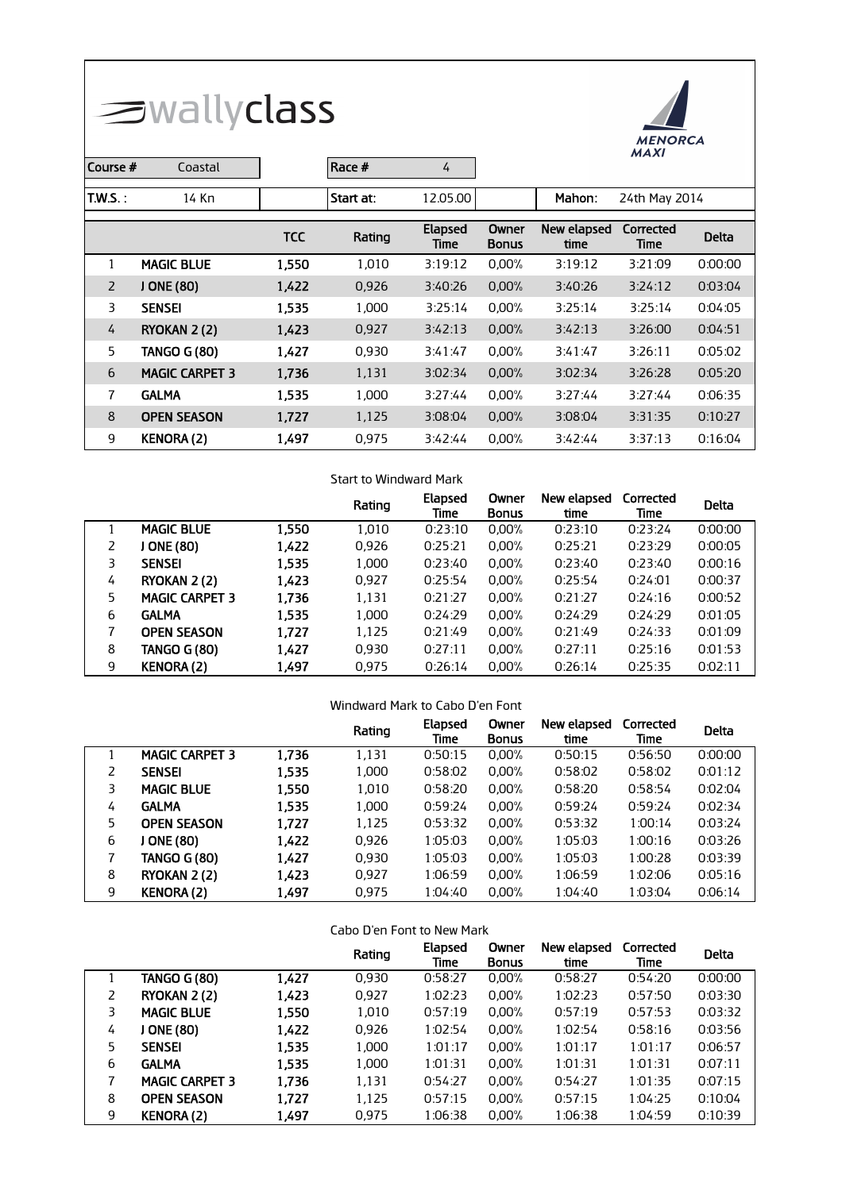wallyclass

MENORCA MAXI

| Course # | Coastal | | Race # | 4 | | | |
|---|---|---|---|---|---|---|---|
| T.W.S. : | 14 Kn | | Start at: | 12.05.00 | | Mahon: | 24th May 2014 |

| | | TCC | Rating | Elapsed Time | Owner Bonus | New elapsed time | Corrected Time | Delta |
|---|---|---|---|---|---|---|---|---|
| 1 | MAGIC BLUE | 1,550 | 1,010 | 3:19:12 | 0,00% | 3:19:12 | 3:21:09 | 0:00:00 |
| 2 | J ONE (80) | 1,422 | 0,926 | 3:40:26 | 0,00% | 3:40:26 | 3:24:12 | 0:03:04 |
| 3 | SENSEI | 1,535 | 1,000 | 3:25:14 | 0,00% | 3:25:14 | 3:25:14 | 0:04:05 |
| 4 | RYOKAN 2 (2) | 1,423 | 0,927 | 3:42:13 | 0,00% | 3:42:13 | 3:26:00 | 0:04:51 |
| 5 | TANGO G (80) | 1,427 | 0,930 | 3:41:47 | 0,00% | 3:41:47 | 3:26:11 | 0:05:02 |
| 6 | MAGIC CARPET 3 | 1,736 | 1,131 | 3:02:34 | 0,00% | 3:02:34 | 3:26:28 | 0:05:20 |
| 7 | GALMA | 1,535 | 1,000 | 3:27:44 | 0,00% | 3:27:44 | 3:27:44 | 0:06:35 |
| 8 | OPEN SEASON | 1,727 | 1,125 | 3:08:04 | 0,00% | 3:08:04 | 3:31:35 | 0:10:27 |
| 9 | KENORA (2) | 1,497 | 0,975 | 3:42:44 | 0,00% | 3:42:44 | 3:37:13 | 0:16:04 |

Start to Windward Mark

| | | | Rating | Elapsed Time | Owner Bonus | New elapsed time | Corrected Time | Delta |
|---|---|---|---|---|---|---|---|---|
| 1 | MAGIC BLUE | 1,550 | 1,010 | 0:23:10 | 0,00% | 0:23:10 | 0:23:24 | 0:00:00 |
| 2 | J ONE (80) | 1,422 | 0,926 | 0:25:21 | 0,00% | 0:25:21 | 0:23:29 | 0:00:05 |
| 3 | SENSEI | 1,535 | 1,000 | 0:23:40 | 0,00% | 0:23:40 | 0:23:40 | 0:00:16 |
| 4 | RYOKAN 2 (2) | 1,423 | 0,927 | 0:25:54 | 0,00% | 0:25:54 | 0:24:01 | 0:00:37 |
| 5 | MAGIC CARPET 3 | 1,736 | 1,131 | 0:21:27 | 0,00% | 0:21:27 | 0:24:16 | 0:00:52 |
| 6 | GALMA | 1,535 | 1,000 | 0:24:29 | 0,00% | 0:24:29 | 0:24:29 | 0:01:05 |
| 7 | OPEN SEASON | 1,727 | 1,125 | 0:21:49 | 0,00% | 0:21:49 | 0:24:33 | 0:01:09 |
| 8 | TANGO G (80) | 1,427 | 0,930 | 0:27:11 | 0,00% | 0:27:11 | 0:25:16 | 0:01:53 |
| 9 | KENORA (2) | 1,497 | 0,975 | 0:26:14 | 0,00% | 0:26:14 | 0:25:35 | 0:02:11 |

Windward Mark to Cabo D'en Font

| | | | Rating | Elapsed Time | Owner Bonus | New elapsed time | Corrected Time | Delta |
|---|---|---|---|---|---|---|---|---|
| 1 | MAGIC CARPET 3 | 1,736 | 1,131 | 0:50:15 | 0,00% | 0:50:15 | 0:56:50 | 0:00:00 |
| 2 | SENSEI | 1,535 | 1,000 | 0:58:02 | 0,00% | 0:58:02 | 0:58:02 | 0:01:12 |
| 3 | MAGIC BLUE | 1,550 | 1,010 | 0:58:20 | 0,00% | 0:58:20 | 0:58:54 | 0:02:04 |
| 4 | GALMA | 1,535 | 1,000 | 0:59:24 | 0,00% | 0:59:24 | 0:59:24 | 0:02:34 |
| 5 | OPEN SEASON | 1,727 | 1,125 | 0:53:32 | 0,00% | 0:53:32 | 1:00:14 | 0:03:24 |
| 6 | J ONE (80) | 1,422 | 0,926 | 1:05:03 | 0,00% | 1:05:03 | 1:00:16 | 0:03:26 |
| 7 | TANGO G (80) | 1,427 | 0,930 | 1:05:03 | 0,00% | 1:05:03 | 1:00:28 | 0:03:39 |
| 8 | RYOKAN 2 (2) | 1,423 | 0,927 | 1:06:59 | 0,00% | 1:06:59 | 1:02:06 | 0:05:16 |
| 9 | KENORA (2) | 1,497 | 0,975 | 1:04:40 | 0,00% | 1:04:40 | 1:03:04 | 0:06:14 |

Cabo D'en Font to New Mark

| | | | Rating | Elapsed Time | Owner Bonus | New elapsed time | Corrected Time | Delta |
|---|---|---|---|---|---|---|---|---|
| 1 | TANGO G (80) | 1,427 | 0,930 | 0:58:27 | 0,00% | 0:58:27 | 0:54:20 | 0:00:00 |
| 2 | RYOKAN 2 (2) | 1,423 | 0,927 | 1:02:23 | 0,00% | 1:02:23 | 0:57:50 | 0:03:30 |
| 3 | MAGIC BLUE | 1,550 | 1,010 | 0:57:19 | 0,00% | 0:57:19 | 0:57:53 | 0:03:32 |
| 4 | J ONE (80) | 1,422 | 0,926 | 1:02:54 | 0,00% | 1:02:54 | 0:58:16 | 0:03:56 |
| 5 | SENSEI | 1,535 | 1,000 | 1:01:17 | 0,00% | 1:01:17 | 1:01:17 | 0:06:57 |
| 6 | GALMA | 1,535 | 1,000 | 1:01:31 | 0,00% | 1:01:31 | 1:01:31 | 0:07:11 |
| 7 | MAGIC CARPET 3 | 1,736 | 1,131 | 0:54:27 | 0,00% | 0:54:27 | 1:01:35 | 0:07:15 |
| 8 | OPEN SEASON | 1,727 | 1,125 | 0:57:15 | 0,00% | 0:57:15 | 1:04:25 | 0:10:04 |
| 9 | KENORA (2) | 1,497 | 0,975 | 1:06:38 | 0,00% | 1:06:38 | 1:04:59 | 0:10:39 |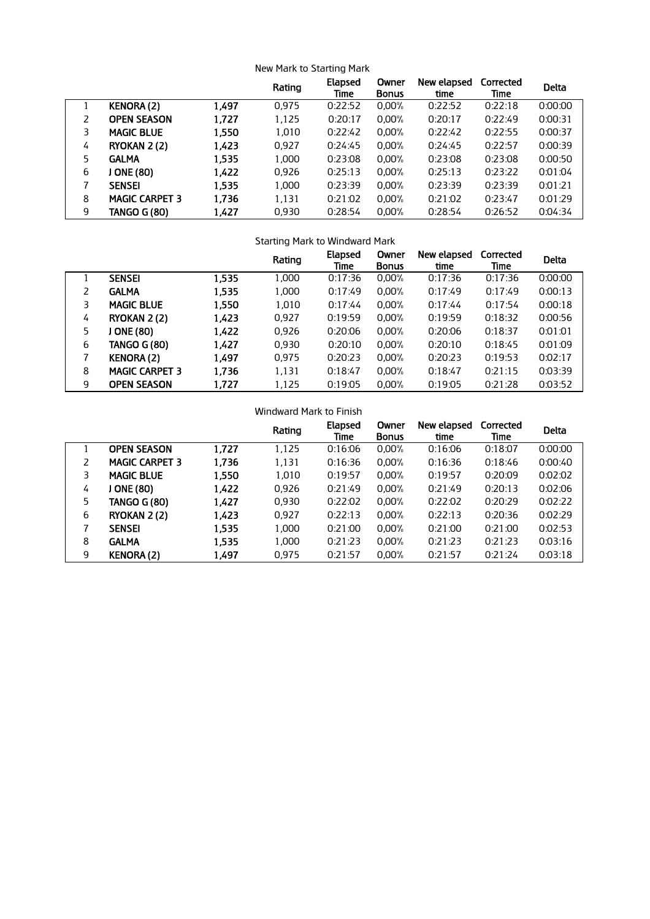New Mark to Starting Mark

| | | | Rating | Elapsed Time | Owner Bonus | New elapsed time | Corrected Time | Delta |
|---|---|---|---|---|---|---|---|---|
| 1 | **KENORA (2)** | **1,497** | 0,975 | 0:22:52 | 0,00% | 0:22:52 | 0:22:18 | 0:00:00 |
| 2 | **OPEN SEASON** | **1,727** | 1,125 | 0:20:17 | 0,00% | 0:20:17 | 0:22:49 | 0:00:31 |
| 3 | **MAGIC BLUE** | **1,550** | 1,010 | 0:22:42 | 0,00% | 0:22:42 | 0:22:55 | 0:00:37 |
| 4 | **RYOKAN 2 (2)** | **1,423** | 0,927 | 0:24:45 | 0,00% | 0:24:45 | 0:22:57 | 0:00:39 |
| 5 | **GALMA** | **1,535** | 1,000 | 0:23:08 | 0,00% | 0:23:08 | 0:23:08 | 0:00:50 |
| 6 | **J ONE (80)** | **1,422** | 0,926 | 0:25:13 | 0,00% | 0:25:13 | 0:23:22 | 0:01:04 |
| 7 | **SENSEI** | **1,535** | 1,000 | 0:23:39 | 0,00% | 0:23:39 | 0:23:39 | 0:01:21 |
| 8 | **MAGIC CARPET 3** | **1,736** | 1,131 | 0:21:02 | 0,00% | 0:21:02 | 0:23:47 | 0:01:29 |
| 9 | **TANGO G (80)** | **1,427** | 0,930 | 0:28:54 | 0,00% | 0:28:54 | 0:26:52 | 0:04:34 |

Starting Mark to Windward Mark

| | | | Rating | Elapsed Time | Owner Bonus | New elapsed time | Corrected Time | Delta |
|---|---|---|---|---|---|---|---|---|
| 1 | **SENSEI** | **1,535** | 1,000 | 0:17:36 | 0,00% | 0:17:36 | 0:17:36 | 0:00:00 |
| 2 | **GALMA** | **1,535** | 1,000 | 0:17:49 | 0,00% | 0:17:49 | 0:17:49 | 0:00:13 |
| 3 | **MAGIC BLUE** | **1,550** | 1,010 | 0:17:44 | 0,00% | 0:17:44 | 0:17:54 | 0:00:18 |
| 4 | **RYOKAN 2 (2)** | **1,423** | 0,927 | 0:19:59 | 0,00% | 0:19:59 | 0:18:32 | 0:00:56 |
| 5 | **J ONE (80)** | **1,422** | 0,926 | 0:20:06 | 0,00% | 0:20:06 | 0:18:37 | 0:01:01 |
| 6 | **TANGO G (80)** | **1,427** | 0,930 | 0:20:10 | 0,00% | 0:20:10 | 0:18:45 | 0:01:09 |
| 7 | **KENORA (2)** | **1,497** | 0,975 | 0:20:23 | 0,00% | 0:20:23 | 0:19:53 | 0:02:17 |
| 8 | **MAGIC CARPET 3** | **1,736** | 1,131 | 0:18:47 | 0,00% | 0:18:47 | 0:21:15 | 0:03:39 |
| 9 | **OPEN SEASON** | **1,727** | 1,125 | 0:19:05 | 0,00% | 0:19:05 | 0:21:28 | 0:03:52 |

Windward Mark to Finish

| | | | Rating | Elapsed Time | Owner Bonus | New elapsed time | Corrected Time | Delta |
|---|---|---|---|---|---|---|---|---|
| 1 | **OPEN SEASON** | **1,727** | 1,125 | 0:16:06 | 0,00% | 0:16:06 | 0:18:07 | 0:00:00 |
| 2 | **MAGIC CARPET 3** | **1,736** | 1,131 | 0:16:36 | 0,00% | 0:16:36 | 0:18:46 | 0:00:40 |
| 3 | **MAGIC BLUE** | **1,550** | 1,010 | 0:19:57 | 0,00% | 0:19:57 | 0:20:09 | 0:02:02 |
| 4 | **J ONE (80)** | **1,422** | 0,926 | 0:21:49 | 0,00% | 0:21:49 | 0:20:13 | 0:02:06 |
| 5 | **TANGO G (80)** | **1,427** | 0,930 | 0:22:02 | 0,00% | 0:22:02 | 0:20:29 | 0:02:22 |
| 6 | **RYOKAN 2 (2)** | **1,423** | 0,927 | 0:22:13 | 0,00% | 0:22:13 | 0:20:36 | 0:02:29 |
| 7 | **SENSEI** | **1,535** | 1,000 | 0:21:00 | 0,00% | 0:21:00 | 0:21:00 | 0:02:53 |
| 8 | **GALMA** | **1,535** | 1,000 | 0:21:23 | 0,00% | 0:21:23 | 0:21:23 | 0:03:16 |
| 9 | **KENORA (2)** | **1,497** | 0,975 | 0:21:57 | 0,00% | 0:21:57 | 0:21:24 | 0:03:18 |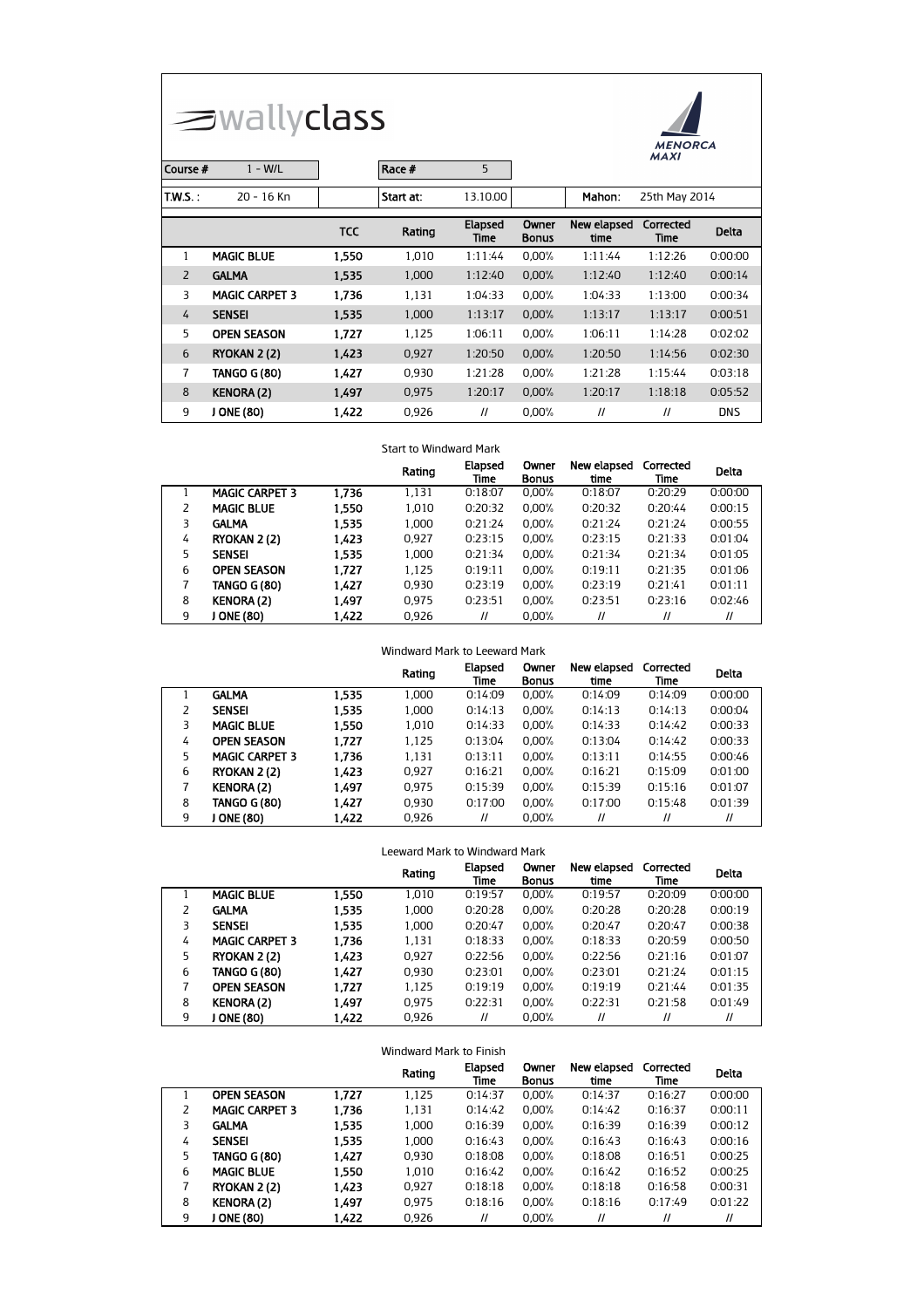# wallyclass

MENORCA MAXI

| Course # | 1 - W/L | Race # | 5 |
|---|---|---|---|
| T.W.S. : | 20 - 16 Kn | Start at: | 13.10.00 |

Mahon: 25th May 2014

| | | TCC | Rating | Elapsed Time | Owner Bonus | New elapsed time | Corrected Time | Delta |
|---|---|---|---|---|---|---|---|---|
| 1 | MAGIC BLUE | 1,550 | 1,010 | 1:11:44 | 0,00% | 1:11:44 | 1:12:26 | 0:00:00 |
| 2 | GALMA | 1,535 | 1,000 | 1:12:40 | 0,00% | 1:12:40 | 1:12:40 | 0:00:14 |
| 3 | MAGIC CARPET 3 | 1,736 | 1,131 | 1:04:33 | 0,00% | 1:04:33 | 1:13:00 | 0:00:34 |
| 4 | SENSEI | 1,535 | 1,000 | 1:13:17 | 0,00% | 1:13:17 | 1:13:17 | 0:00:51 |
| 5 | OPEN SEASON | 1,727 | 1,125 | 1:06:11 | 0,00% | 1:06:11 | 1:14:28 | 0:02:02 |
| 6 | RYOKAN 2 (2) | 1,423 | 0,927 | 1:20:50 | 0,00% | 1:20:50 | 1:14:56 | 0:02:30 |
| 7 | TANGO G (80) | 1,427 | 0,930 | 1:21:28 | 0,00% | 1:21:28 | 1:15:44 | 0:03:18 |
| 8 | KENORA (2) | 1,497 | 0,975 | 1:20:17 | 0,00% | 1:20:17 | 1:18:18 | 0:05:52 |
| 9 | J ONE (80) | 1,422 | 0,926 | // | 0,00% | // | // | DNS |

Start to Windward Mark

| | | | Rating | Elapsed Time | Owner Bonus | New elapsed time | Corrected Time | Delta |
|---|---|---|---|---|---|---|---|---|
| 1 | MAGIC CARPET 3 | 1,736 | 1,131 | 0:18:07 | 0,00% | 0:18:07 | 0:20:29 | 0:00:00 |
| 2 | MAGIC BLUE | 1,550 | 1,010 | 0:20:32 | 0,00% | 0:20:32 | 0:20:44 | 0:00:15 |
| 3 | GALMA | 1,535 | 1,000 | 0:21:24 | 0,00% | 0:21:24 | 0:21:24 | 0:00:55 |
| 4 | RYOKAN 2 (2) | 1,423 | 0,927 | 0:23:15 | 0,00% | 0:23:15 | 0:21:33 | 0:01:04 |
| 5 | SENSEI | 1,535 | 1,000 | 0:21:34 | 0,00% | 0:21:34 | 0:21:34 | 0:01:05 |
| 6 | OPEN SEASON | 1,727 | 1,125 | 0:19:11 | 0,00% | 0:19:11 | 0:21:35 | 0:01:06 |
| 7 | TANGO G (80) | 1,427 | 0,930 | 0:23:19 | 0,00% | 0:23:19 | 0:21:41 | 0:01:11 |
| 8 | KENORA (2) | 1,497 | 0,975 | 0:23:51 | 0,00% | 0:23:51 | 0:23:16 | 0:02:46 |
| 9 | J ONE (80) | 1,422 | 0,926 | // | 0,00% | // | // | // |

Windward Mark to Leeward Mark

| | | | Rating | Elapsed Time | Owner Bonus | New elapsed time | Corrected Time | Delta |
|---|---|---|---|---|---|---|---|---|
| 1 | GALMA | 1,535 | 1,000 | 0:14:09 | 0,00% | 0:14:09 | 0:14:09 | 0:00:00 |
| 2 | SENSEI | 1,535 | 1,000 | 0:14:13 | 0,00% | 0:14:13 | 0:14:13 | 0:00:04 |
| 3 | MAGIC BLUE | 1,550 | 1,010 | 0:14:33 | 0,00% | 0:14:33 | 0:14:42 | 0:00:33 |
| 4 | OPEN SEASON | 1,727 | 1,125 | 0:13:04 | 0,00% | 0:13:04 | 0:14:42 | 0:00:33 |
| 5 | MAGIC CARPET 3 | 1,736 | 1,131 | 0:13:11 | 0,00% | 0:13:11 | 0:14:55 | 0:00:46 |
| 6 | RYOKAN 2 (2) | 1,423 | 0,927 | 0:16:21 | 0,00% | 0:16:21 | 0:15:09 | 0:01:00 |
| 7 | KENORA (2) | 1,497 | 0,975 | 0:15:39 | 0,00% | 0:15:39 | 0:15:16 | 0:01:07 |
| 8 | TANGO G (80) | 1,427 | 0,930 | 0:17:00 | 0,00% | 0:17:00 | 0:15:48 | 0:01:39 |
| 9 | J ONE (80) | 1,422 | 0,926 | // | 0,00% | // | // | // |

Leeward Mark to Windward Mark

| | | | Rating | Elapsed Time | Owner Bonus | New elapsed time | Corrected Time | Delta |
|---|---|---|---|---|---|---|---|---|
| 1 | MAGIC BLUE | 1,550 | 1,010 | 0:19:57 | 0,00% | 0:19:57 | 0:20:09 | 0:00:00 |
| 2 | GALMA | 1,535 | 1,000 | 0:20:28 | 0,00% | 0:20:28 | 0:20:28 | 0:00:19 |
| 3 | SENSEI | 1,535 | 1,000 | 0:20:47 | 0,00% | 0:20:47 | 0:20:47 | 0:00:38 |
| 4 | MAGIC CARPET 3 | 1,736 | 1,131 | 0:18:33 | 0,00% | 0:18:33 | 0:20:59 | 0:00:50 |
| 5 | RYOKAN 2 (2) | 1,423 | 0,927 | 0:22:56 | 0,00% | 0:22:56 | 0:21:16 | 0:01:07 |
| 6 | TANGO G (80) | 1,427 | 0,930 | 0:23:01 | 0,00% | 0:23:01 | 0:21:24 | 0:01:15 |
| 7 | OPEN SEASON | 1,727 | 1,125 | 0:19:19 | 0,00% | 0:19:19 | 0:21:44 | 0:01:35 |
| 8 | KENORA (2) | 1,497 | 0,975 | 0:22:31 | 0,00% | 0:22:31 | 0:21:58 | 0:01:49 |
| 9 | J ONE (80) | 1,422 | 0,926 | // | 0,00% | // | // | // |

Windward Mark to Finish

| | | | Rating | Elapsed Time | Owner Bonus | New elapsed time | Corrected Time | Delta |
|---|---|---|---|---|---|---|---|---|
| 1 | OPEN SEASON | 1,727 | 1,125 | 0:14:37 | 0,00% | 0:14:37 | 0:16:27 | 0:00:00 |
| 2 | MAGIC CARPET 3 | 1,736 | 1,131 | 0:14:42 | 0,00% | 0:14:42 | 0:16:37 | 0:00:11 |
| 3 | GALMA | 1,535 | 1,000 | 0:16:39 | 0,00% | 0:16:39 | 0:16:39 | 0:00:12 |
| 4 | SENSEI | 1,535 | 1,000 | 0:16:43 | 0,00% | 0:16:43 | 0:16:43 | 0:00:16 |
| 5 | TANGO G (80) | 1,427 | 0,930 | 0:18:08 | 0,00% | 0:18:08 | 0:16:51 | 0:00:25 |
| 6 | MAGIC BLUE | 1,550 | 1,010 | 0:16:42 | 0,00% | 0:16:42 | 0:16:52 | 0:00:25 |
| 7 | RYOKAN 2 (2) | 1,423 | 0,927 | 0:18:18 | 0,00% | 0:18:18 | 0:16:58 | 0:00:31 |
| 8 | KENORA (2) | 1,497 | 0,975 | 0:18:16 | 0,00% | 0:18:16 | 0:17:49 | 0:01:22 |
| 9 | J ONE (80) | 1,422 | 0,926 | // | 0,00% | // | // | // |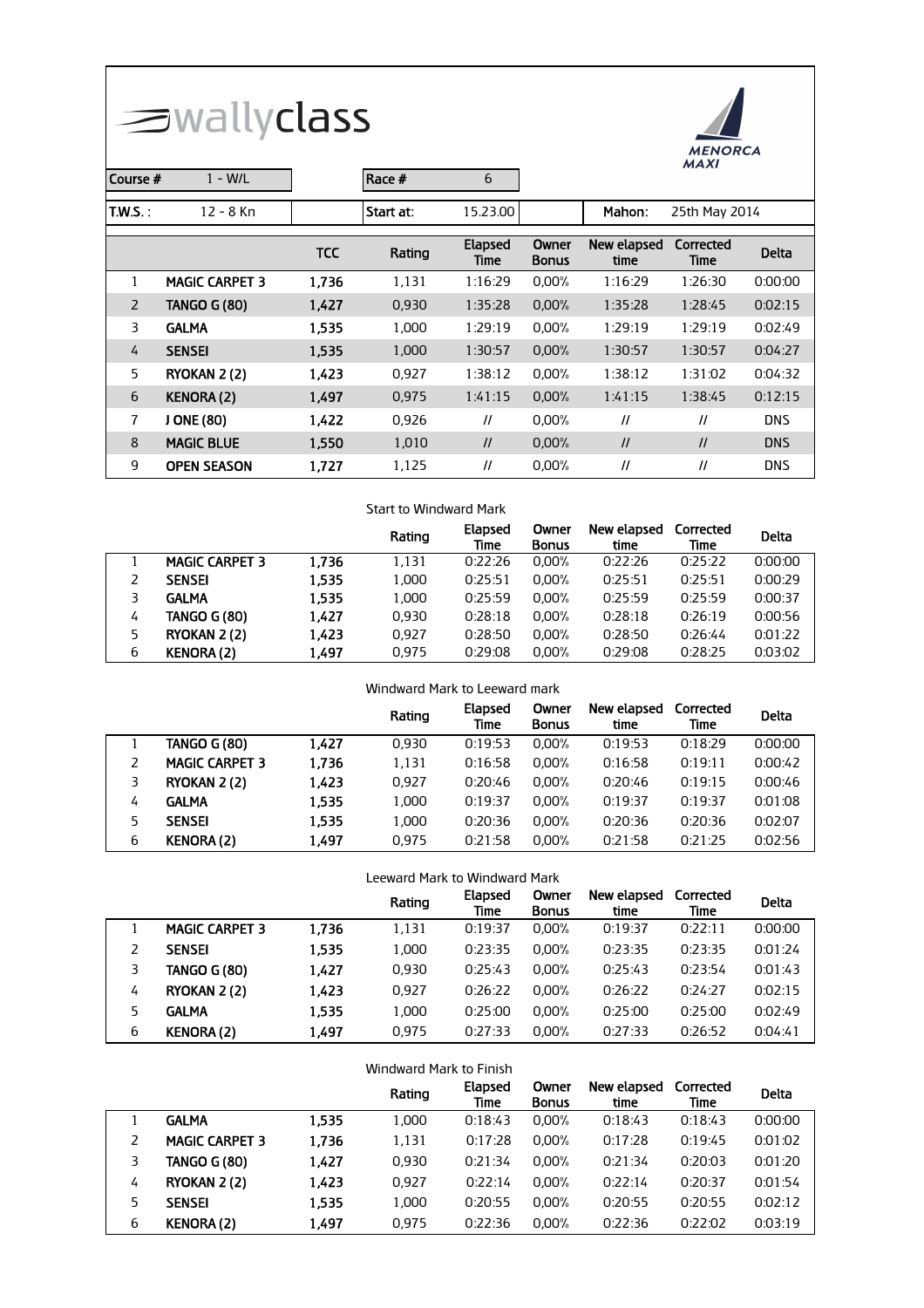# wallyclass

MENORCA MAXI

| | | | | | | | | |
|---|---|---|---|---|---|---|---|---|
| Course # | 1 - W/L | | Race # | 6 | | | | |
| T.W.S. : | 12 - 8 Kn | | Start at: | 15.23.00 | | Mahon: | 25th May 2014 | |

| | | TCC | Rating | Elapsed Time | Owner Bonus | New elapsed time | Corrected Time | Delta |
|---|---|---|---|---|---|---|---|---|
| 1 | **MAGIC CARPET 3** | **1,736** | 1,131 | 1:16:29 | 0,00% | 1:16:29 | 1:26:30 | 0:00:00 |
| 2 | **TANGO G (80)** | **1,427** | 0,930 | 1:35:28 | 0,00% | 1:35:28 | 1:28:45 | 0:02:15 |
| 3 | **GALMA** | **1,535** | 1,000 | 1:29:19 | 0,00% | 1:29:19 | 1:29:19 | 0:02:49 |
| 4 | **SENSEI** | **1,535** | 1,000 | 1:30:57 | 0,00% | 1:30:57 | 1:30:57 | 0:04:27 |
| 5 | **RYOKAN 2 (2)** | **1,423** | 0,927 | 1:38:12 | 0,00% | 1:38:12 | 1:31:02 | 0:04:32 |
| 6 | **KENORA (2)** | **1,497** | 0,975 | 1:41:15 | 0,00% | 1:41:15 | 1:38:45 | 0:12:15 |
| 7 | **J ONE (80)** | **1,422** | 0,926 | // | 0,00% | // | // | DNS |
| 8 | **MAGIC BLUE** | **1,550** | 1,010 | // | 0,00% | // | // | DNS |
| 9 | **OPEN SEASON** | **1,727** | 1,125 | // | 0,00% | // | // | DNS |

Start to Windward Mark

| | | | Rating | Elapsed Time | Owner Bonus | New elapsed time | Corrected Time | Delta |
|---|---|---|---|---|---|---|---|---|
| 1 | **MAGIC CARPET 3** | **1,736** | 1,131 | 0:22:26 | 0,00% | 0:22:26 | 0:25:22 | 0:00:00 |
| 2 | **SENSEI** | **1,535** | 1,000 | 0:25:51 | 0,00% | 0:25:51 | 0:25:51 | 0:00:29 |
| 3 | **GALMA** | **1,535** | 1,000 | 0:25:59 | 0,00% | 0:25:59 | 0:25:59 | 0:00:37 |
| 4 | **TANGO G (80)** | **1,427** | 0,930 | 0:28:18 | 0,00% | 0:28:18 | 0:26:19 | 0:00:56 |
| 5 | **RYOKAN 2 (2)** | **1,423** | 0,927 | 0:28:50 | 0,00% | 0:28:50 | 0:26:44 | 0:01:22 |
| 6 | **KENORA (2)** | **1,497** | 0,975 | 0:29:08 | 0,00% | 0:29:08 | 0:28:25 | 0:03:02 |

Windward Mark to Leeward mark

| | | | Rating | Elapsed Time | Owner Bonus | New elapsed time | Corrected Time | Delta |
|---|---|---|---|---|---|---|---|---|
| 1 | **TANGO G (80)** | **1,427** | 0,930 | 0:19:53 | 0,00% | 0:19:53 | 0:18:29 | 0:00:00 |
| 2 | **MAGIC CARPET 3** | **1,736** | 1,131 | 0:16:58 | 0,00% | 0:16:58 | 0:19:11 | 0:00:42 |
| 3 | **RYOKAN 2 (2)** | **1,423** | 0,927 | 0:20:46 | 0,00% | 0:20:46 | 0:19:15 | 0:00:46 |
| 4 | **GALMA** | **1,535** | 1,000 | 0:19:37 | 0,00% | 0:19:37 | 0:19:37 | 0:01:08 |
| 5 | **SENSEI** | **1,535** | 1,000 | 0:20:36 | 0,00% | 0:20:36 | 0:20:36 | 0:02:07 |
| 6 | **KENORA (2)** | **1,497** | 0,975 | 0:21:58 | 0,00% | 0:21:58 | 0:21:25 | 0:02:56 |

Leeward Mark to Windward Mark

| | | | Rating | Elapsed Time | Owner Bonus | New elapsed time | Corrected Time | Delta |
|---|---|---|---|---|---|---|---|---|
| 1 | **MAGIC CARPET 3** | **1,736** | 1,131 | 0:19:37 | 0,00% | 0:19:37 | 0:22:11 | 0:00:00 |
| 2 | **SENSEI** | **1,535** | 1,000 | 0:23:35 | 0,00% | 0:23:35 | 0:23:35 | 0:01:24 |
| 3 | **TANGO G (80)** | **1,427** | 0,930 | 0:25:43 | 0,00% | 0:25:43 | 0:23:54 | 0:01:43 |
| 4 | **RYOKAN 2 (2)** | **1,423** | 0,927 | 0:26:22 | 0,00% | 0:26:22 | 0:24:27 | 0:02:15 |
| 5 | **GALMA** | **1,535** | 1,000 | 0:25:00 | 0,00% | 0:25:00 | 0:25:00 | 0:02:49 |
| 6 | **KENORA (2)** | **1,497** | 0,975 | 0:27:33 | 0,00% | 0:27:33 | 0:26:52 | 0:04:41 |

Windward Mark to Finish

| | | | Rating | Elapsed Time | Owner Bonus | New elapsed time | Corrected Time | Delta |
|---|---|---|---|---|---|---|---|---|
| 1 | **GALMA** | **1,535** | 1,000 | 0:18:43 | 0,00% | 0:18:43 | 0:18:43 | 0:00:00 |
| 2 | **MAGIC CARPET 3** | **1,736** | 1,131 | 0:17:28 | 0,00% | 0:17:28 | 0:19:45 | 0:01:02 |
| 3 | **TANGO G (80)** | **1,427** | 0,930 | 0:21:34 | 0,00% | 0:21:34 | 0:20:03 | 0:01:20 |
| 4 | **RYOKAN 2 (2)** | **1,423** | 0,927 | 0:22:14 | 0,00% | 0:22:14 | 0:20:37 | 0:01:54 |
| 5 | **SENSEI** | **1,535** | 1,000 | 0:20:55 | 0,00% | 0:20:55 | 0:20:55 | 0:02:12 |
| 6 | **KENORA (2)** | **1,497** | 0,975 | 0:22:36 | 0,00% | 0:22:36 | 0:22:02 | 0:03:19 |